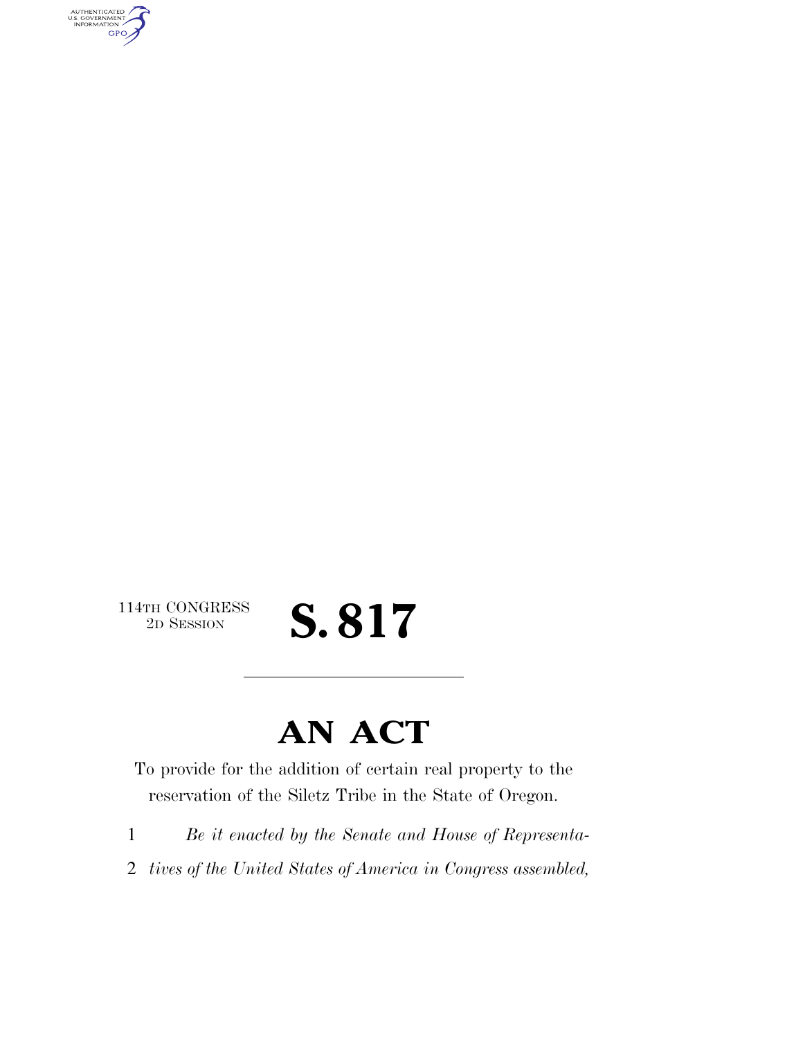114TH CONGRESS
2D SESSION

# S. 817

---

# AN ACT

To provide for the addition of certain real property to the reservation of the Siletz Tribe in the State of Oregon.

1 *Be it enacted by the Senate and House of Representa-*
2 *tives of the United States of America in Congress assembled,*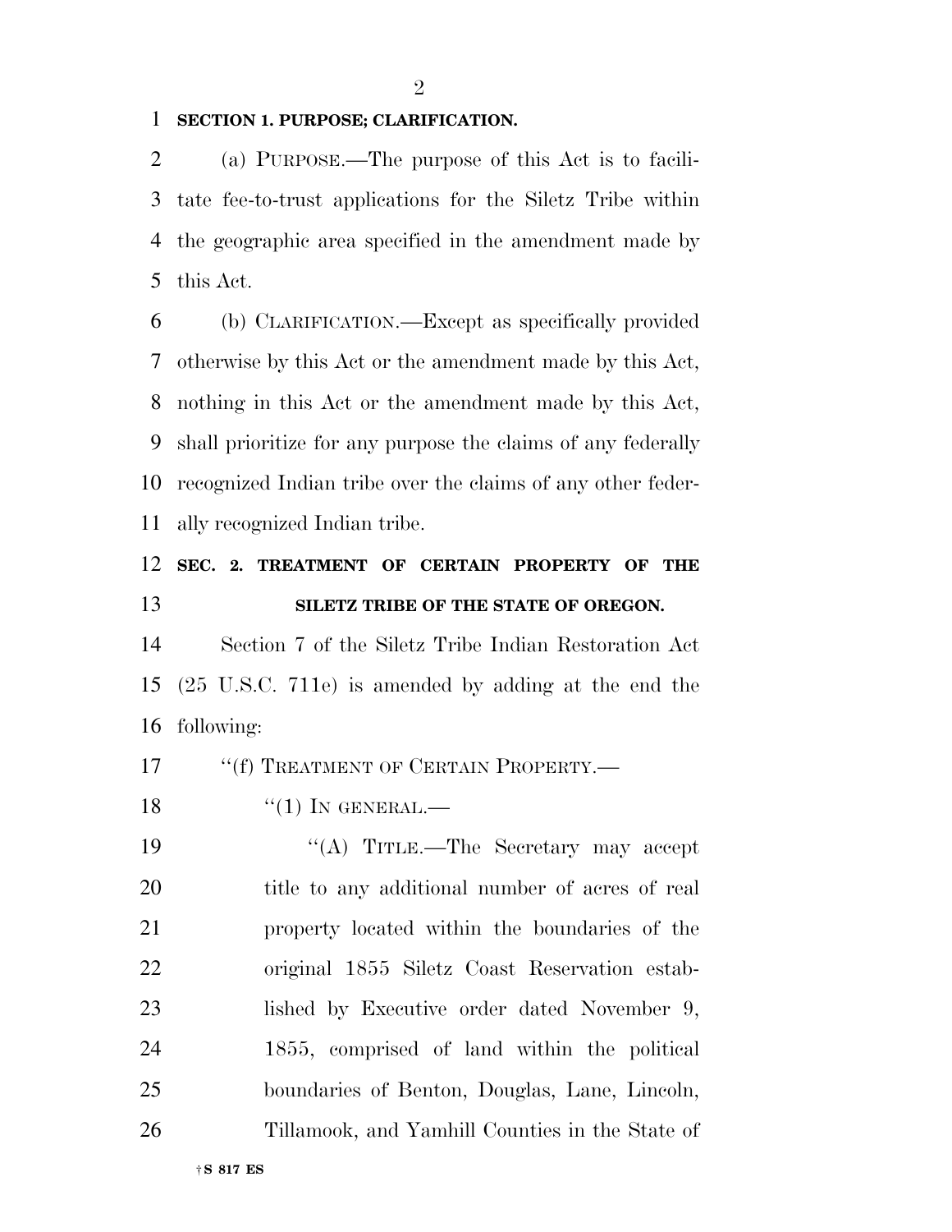**SECTION 1. PURPOSE; CLARIFICATION.**

(a) PURPOSE.—The purpose of this Act is to facilitate fee-to-trust applications for the Siletz Tribe within the geographic area specified in the amendment made by this Act.

(b) CLARIFICATION.—Except as specifically provided otherwise by this Act or the amendment made by this Act, nothing in this Act or the amendment made by this Act, shall prioritize for any purpose the claims of any federally recognized Indian tribe over the claims of any other federally recognized Indian tribe.

**SEC. 2. TREATMENT OF CERTAIN PROPERTY OF THE SILETZ TRIBE OF THE STATE OF OREGON.**

Section 7 of the Siletz Tribe Indian Restoration Act (25 U.S.C. 711e) is amended by adding at the end the following:

''(f) TREATMENT OF CERTAIN PROPERTY.—

''(1) IN GENERAL.—

''(A) TITLE.—The Secretary may accept title to any additional number of acres of real property located within the boundaries of the original 1855 Siletz Coast Reservation established by Executive order dated November 9, 1855, comprised of land within the political boundaries of Benton, Douglas, Lane, Lincoln, Tillamook, and Yamhill Counties in the State of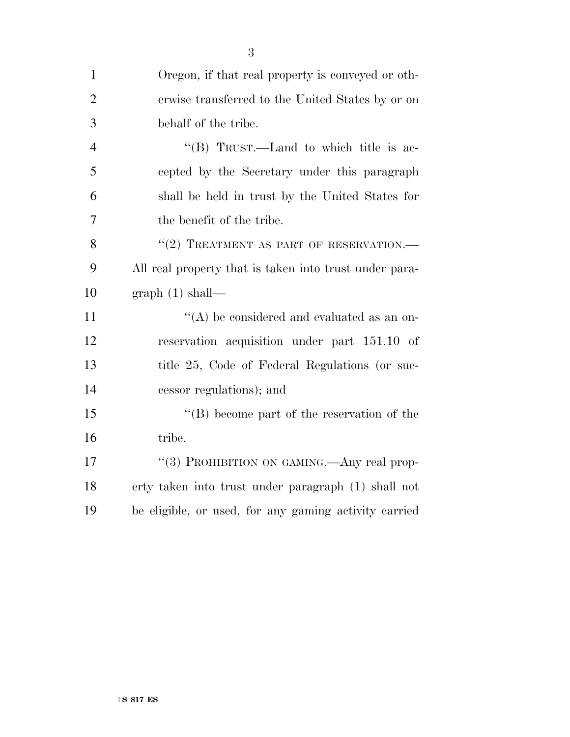Oregon, if that real property is conveyed or otherwise transferred to the United States by or on behalf of the tribe.

"(B) TRUST.—Land to which title is accepted by the Secretary under this paragraph shall be held in trust by the United States for the benefit of the tribe.

"(2) TREATMENT AS PART OF RESERVATION.—All real property that is taken into trust under paragraph (1) shall—

"(A) be considered and evaluated as an on-reservation acquisition under part 151.10 of title 25, Code of Federal Regulations (or successor regulations); and

"(B) become part of the reservation of the tribe.

"(3) PROHIBITION ON GAMING.—Any real property taken into trust under paragraph (1) shall not be eligible, or used, for any gaming activity carried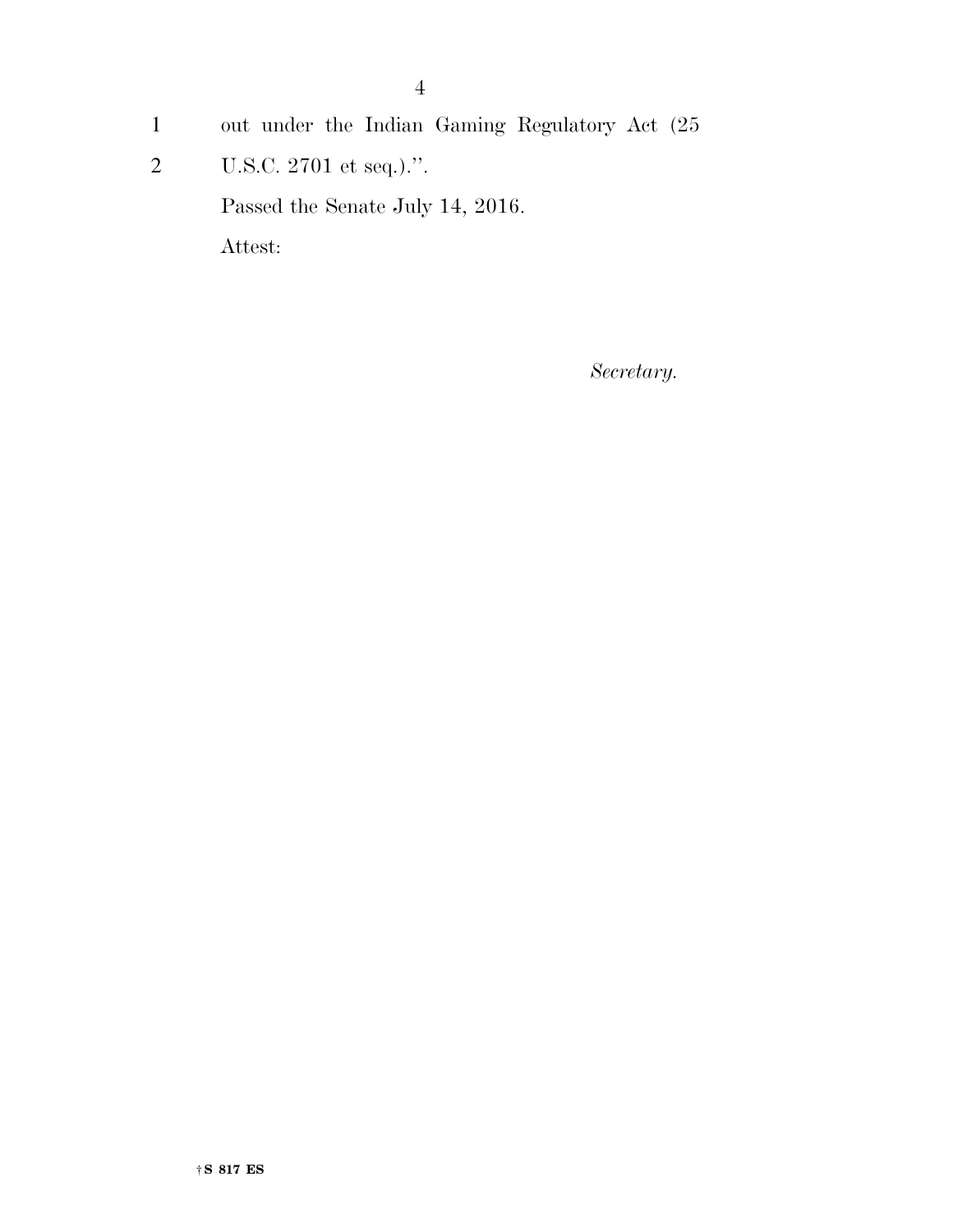out under the Indian Gaming Regulatory Act (25 U.S.C. 2701 et seq.).''.

Passed the Senate July 14, 2016.

Attest:

*Secretary.*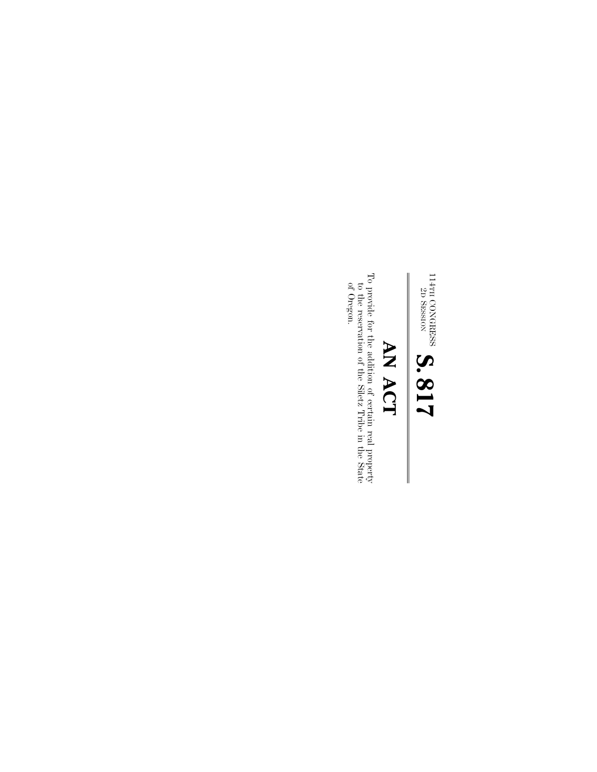114TH CONGRESS
2D SESSION

# S. 817

---

# AN ACT

To provide for the addition of certain real property to the reservation of the Siletz Tribe in the State of Oregon.